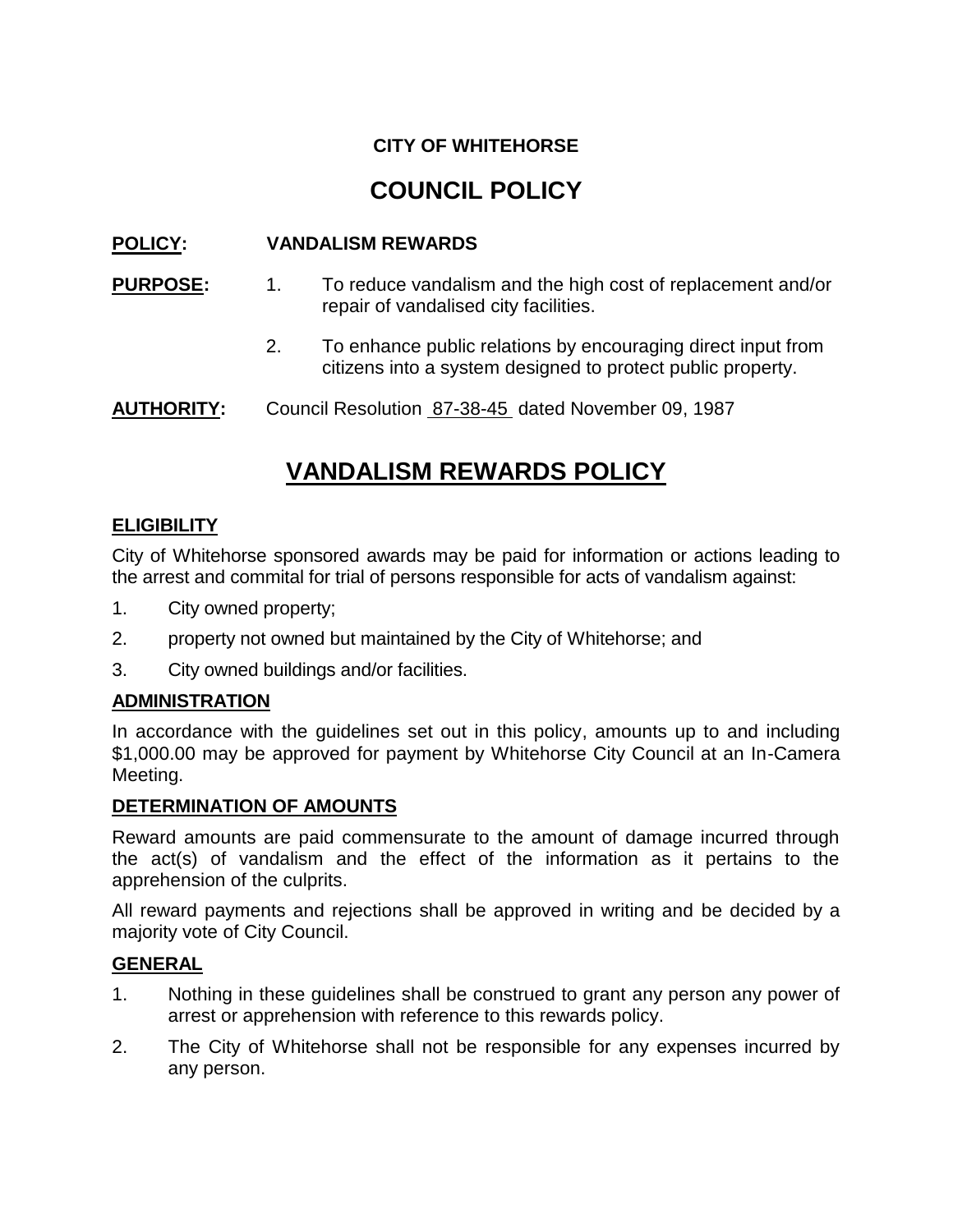**CITY OF WHITEHORSE**

# COUNCIL POLICY

**POLICY:** **VANDALISM REWARDS**

**PURPOSE:**

1. To reduce vandalism and the high cost of replacement and/or repair of vandalised city facilities.
2. To enhance public relations by encouraging direct input from citizens into a system designed to protect public property.

**AUTHORITY:** Council Resolution 87-38-45 dated November 09, 1987

# VANDALISM REWARDS POLICY

## ELIGIBILITY

City of Whitehorse sponsored awards may be paid for information or actions leading to the arrest and commital for trial of persons responsible for acts of vandalism against:

1. City owned property;
2. property not owned but maintained by the City of Whitehorse; and
3. City owned buildings and/or facilities.

## ADMINISTRATION

In accordance with the guidelines set out in this policy, amounts up to and including $1,000.00 may be approved for payment by Whitehorse City Council at an In-Camera Meeting.

## DETERMINATION OF AMOUNTS

Reward amounts are paid commensurate to the amount of damage incurred through the act(s) of vandalism and the effect of the information as it pertains to the apprehension of the culprits.

All reward payments and rejections shall be approved in writing and be decided by a majority vote of City Council.

## GENERAL

1. Nothing in these guidelines shall be construed to grant any person any power of arrest or apprehension with reference to this rewards policy.
2. The City of Whitehorse shall not be responsible for any expenses incurred by any person.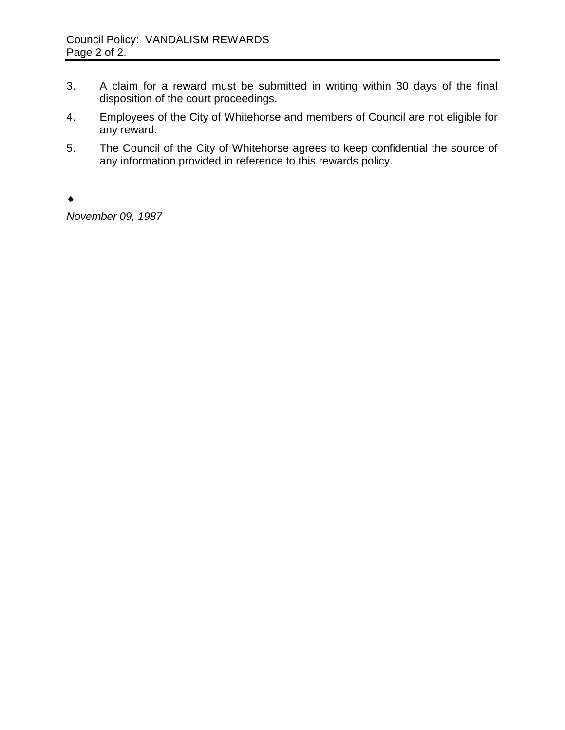3. A claim for a reward must be submitted in writing within 30 days of the final disposition of the court proceedings.

4. Employees of the City of Whitehorse and members of Council are not eligible for any reward.

5. The Council of the City of Whitehorse agrees to keep confidential the source of any information provided in reference to this rewards policy.

♦

*November 09, 1987*